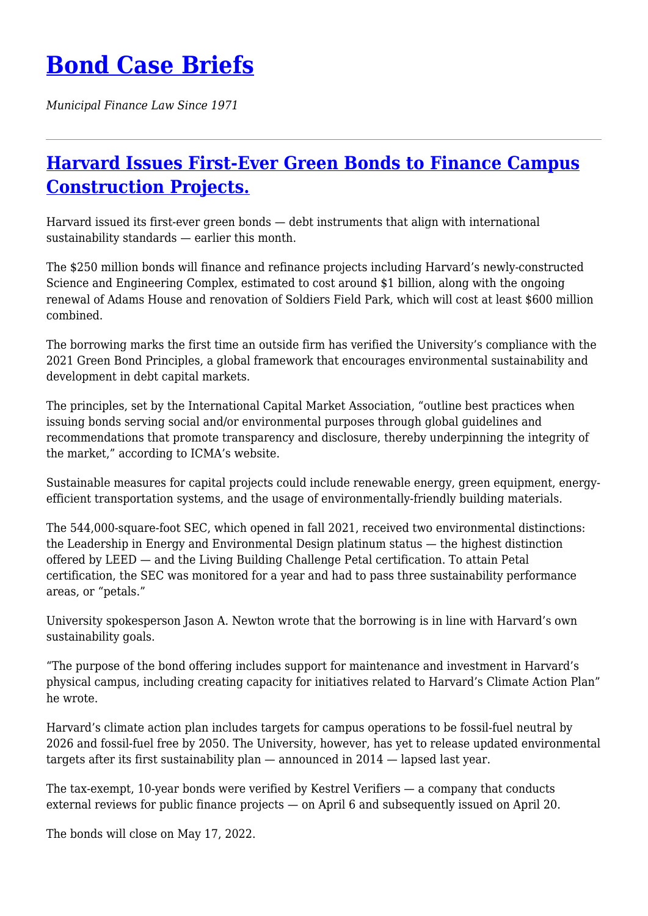# Bond Case Briefs

*Municipal Finance Law Since 1971*

---

## Harvard Issues First-Ever Green Bonds to Finance Campus Construction Projects.

Harvard issued its first-ever green bonds — debt instruments that align with international sustainability standards — earlier this month.

The $250 million bonds will finance and refinance projects including Harvard's newly-constructed Science and Engineering Complex, estimated to cost around $1 billion, along with the ongoing renewal of Adams House and renovation of Soldiers Field Park, which will cost at least $600 million combined.

The borrowing marks the first time an outside firm has verified the University's compliance with the 2021 Green Bond Principles, a global framework that encourages environmental sustainability and development in debt capital markets.

The principles, set by the International Capital Market Association, "outline best practices when issuing bonds serving social and/or environmental purposes through global guidelines and recommendations that promote transparency and disclosure, thereby underpinning the integrity of the market," according to ICMA's website.

Sustainable measures for capital projects could include renewable energy, green equipment, energy-efficient transportation systems, and the usage of environmentally-friendly building materials.

The 544,000-square-foot SEC, which opened in fall 2021, received two environmental distinctions: the Leadership in Energy and Environmental Design platinum status — the highest distinction offered by LEED — and the Living Building Challenge Petal certification. To attain Petal certification, the SEC was monitored for a year and had to pass three sustainability performance areas, or "petals."

University spokesperson Jason A. Newton wrote that the borrowing is in line with Harvard's own sustainability goals.

"The purpose of the bond offering includes support for maintenance and investment in Harvard's physical campus, including creating capacity for initiatives related to Harvard's Climate Action Plan" he wrote.

Harvard's climate action plan includes targets for campus operations to be fossil-fuel neutral by 2026 and fossil-fuel free by 2050. The University, however, has yet to release updated environmental targets after its first sustainability plan — announced in 2014 — lapsed last year.

The tax-exempt, 10-year bonds were verified by Kestrel Verifiers — a company that conducts external reviews for public finance projects — on April 6 and subsequently issued on April 20.

The bonds will close on May 17, 2022.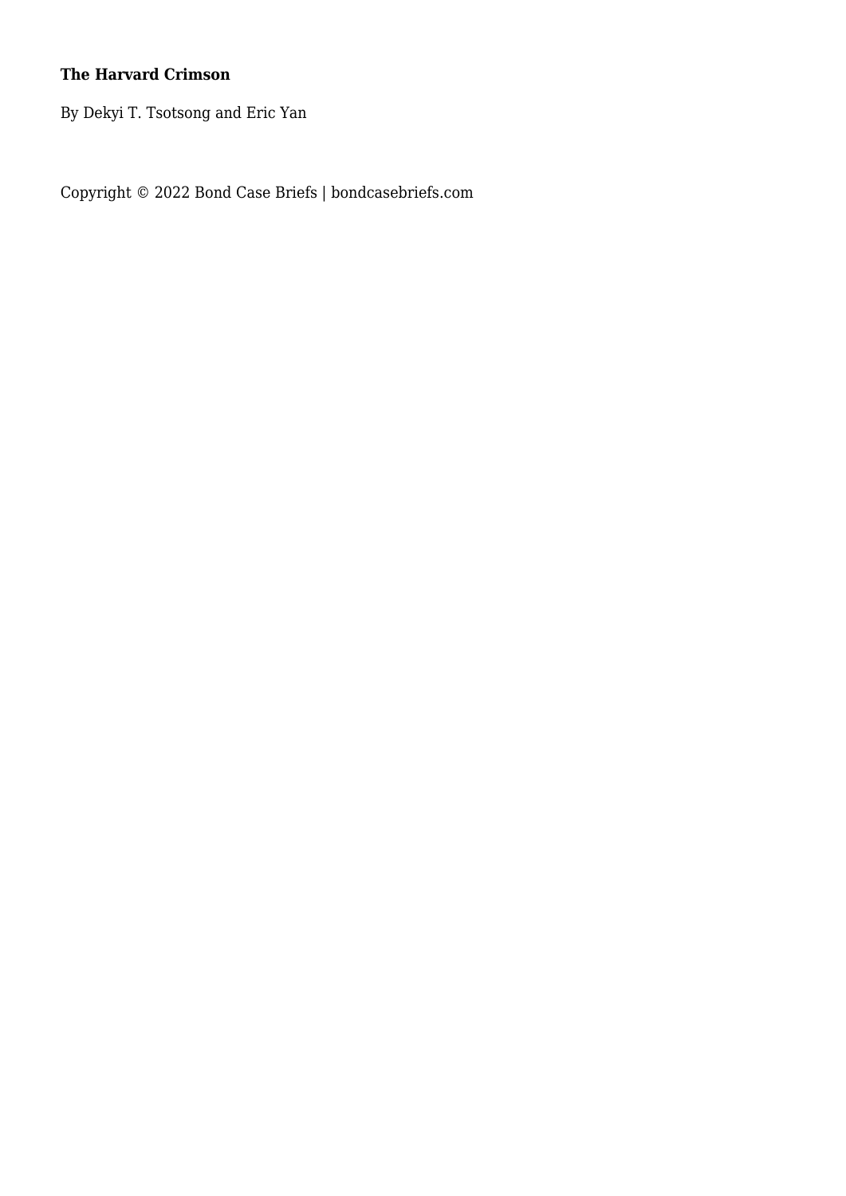**The Harvard Crimson**

By Dekyi T. Tsotsong and Eric Yan

Copyright © 2022 Bond Case Briefs | bondcasebriefs.com